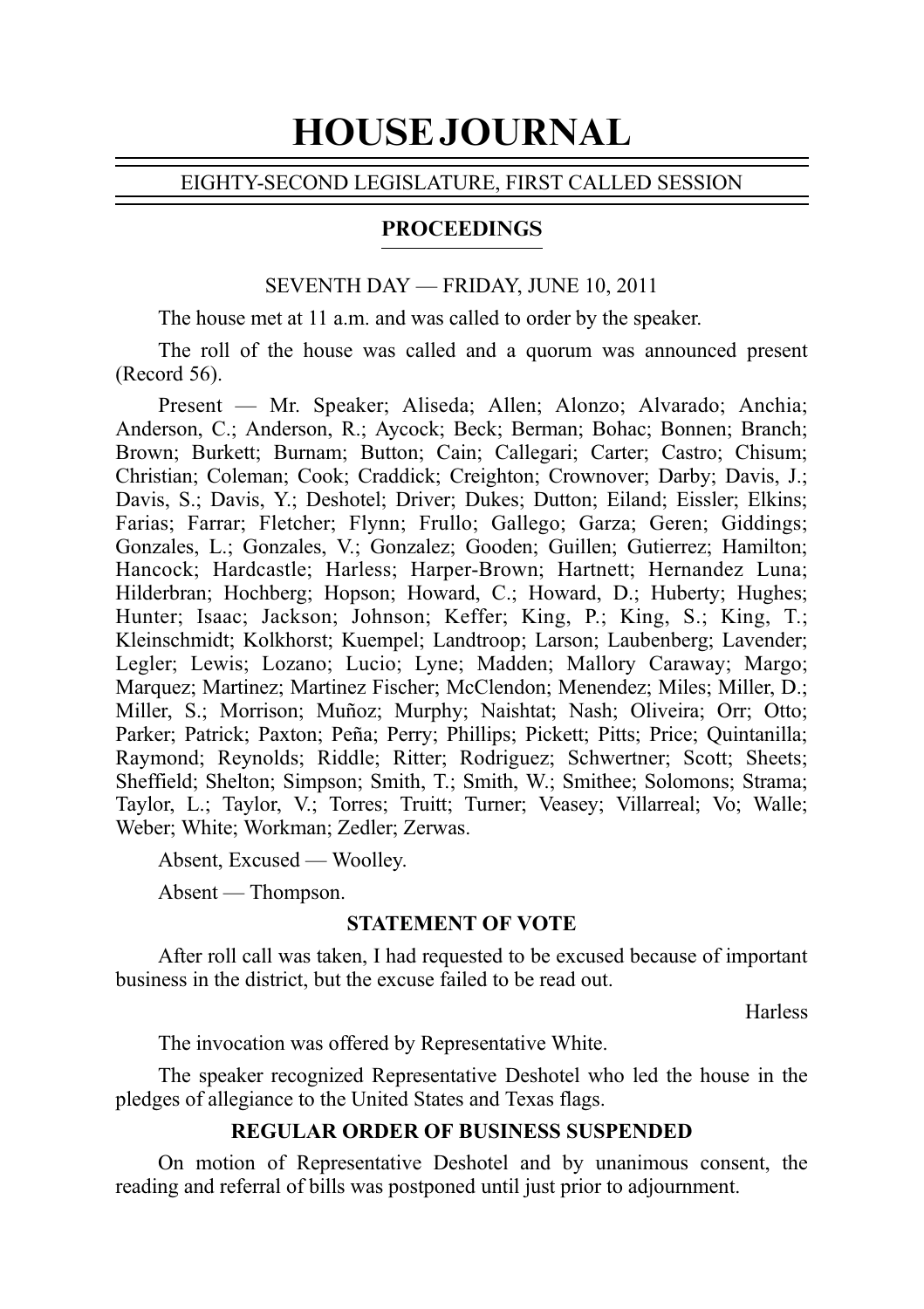# HOUSE JOURNAL

EIGHTY-SECOND LEGISLATURE, FIRST CALLED SESSION

## PROCEEDINGS

SEVENTH DAY — FRIDAY, JUNE 10, 2011

The house met at 11 a.m. and was called to order by the speaker.

The roll of the house was called and a quorum was announced present (Record 56).

Present — Mr. Speaker; Aliseda; Allen; Alonzo; Alvarado; Anchia; Anderson, C.; Anderson, R.; Aycock; Beck; Berman; Bohac; Bonnen; Branch; Brown; Burkett; Burnam; Button; Cain; Callegari; Carter; Castro; Chisum; Christian; Coleman; Cook; Craddick; Creighton; Crownover; Darby; Davis, J.; Davis, S.; Davis, Y.; Deshotel; Driver; Dukes; Dutton; Eiland; Eissler; Elkins; Farias; Farrar; Fletcher; Flynn; Frullo; Gallego; Garza; Geren; Giddings; Gonzales, L.; Gonzales, V.; Gonzalez; Gooden; Guillen; Gutierrez; Hamilton; Hancock; Hardcastle; Harless; Harper-Brown; Hartnett; Hernandez Luna; Hilderbran; Hochberg; Hopson; Howard, C.; Howard, D.; Huberty; Hughes; Hunter; Isaac; Jackson; Johnson; Keffer; King, P.; King, S.; King, T.; Kleinschmidt; Kolkhorst; Kuempel; Landtroop; Larson; Laubenberg; Lavender; Legler; Lewis; Lozano; Lucio; Lyne; Madden; Mallory Caraway; Margo; Marquez; Martinez; Martinez Fischer; McClendon; Menendez; Miles; Miller, D.; Miller, S.; Morrison; Muñoz; Murphy; Naishtat; Nash; Oliveira; Orr; Otto; Parker; Patrick; Paxton; Peña; Perry; Phillips; Pickett; Pitts; Price; Quintanilla; Raymond; Reynolds; Riddle; Ritter; Rodriguez; Schwertner; Scott; Sheets; Sheffield; Shelton; Simpson; Smith, T.; Smith, W.; Smithee; Solomons; Strama; Taylor, L.; Taylor, V.; Torres; Truitt; Turner; Veasey; Villarreal; Vo; Walle; Weber; White; Workman; Zedler; Zerwas.

Absent, Excused — Woolley.

Absent — Thompson.

### STATEMENT OF VOTE

After roll call was taken, I had requested to be excused because of important business in the district, but the excuse failed to be read out.

Harless

The invocation was offered by Representative White.

The speaker recognized Representative Deshotel who led the house in the pledges of allegiance to the United States and Texas flags.

### REGULAR ORDER OF BUSINESS SUSPENDED

On motion of Representative Deshotel and by unanimous consent, the reading and referral of bills was postponed until just prior to adjournment.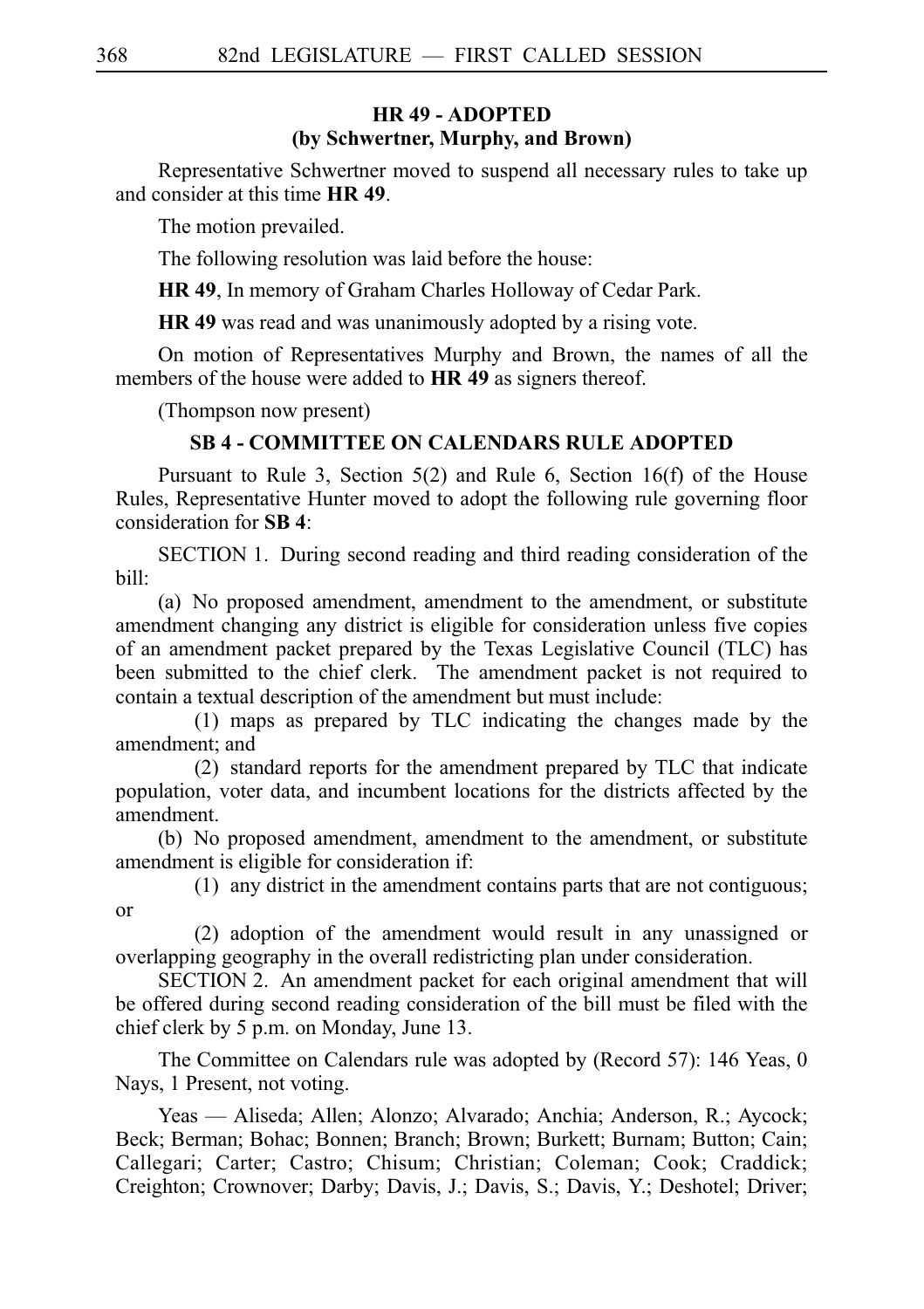### HR 49 - ADOPTED
### (by Schwertner, Murphy, and Brown)

Representative Schwertner moved to suspend all necessary rules to take up and consider at this time **HR 49**.

The motion prevailed.

The following resolution was laid before the house:

**HR 49**, In memory of Graham Charles Holloway of Cedar Park.

**HR 49** was read and was unanimously adopted by a rising vote.

On motion of Representatives Murphy and Brown, the names of all the members of the house were added to **HR 49** as signers thereof.

(Thompson now present)

### SB 4 - COMMITTEE ON CALENDARS RULE ADOPTED

Pursuant to Rule 3, Section 5(2) and Rule 6, Section 16(f) of the House Rules, Representative Hunter moved to adopt the following rule governing floor consideration for **SB 4**:

SECTION 1. During second reading and third reading consideration of the bill:

(a) No proposed amendment, amendment to the amendment, or substitute amendment changing any district is eligible for consideration unless five copies of an amendment packet prepared by the Texas Legislative Council (TLC) has been submitted to the chief clerk. The amendment packet is not required to contain a textual description of the amendment but must include:

(1) maps as prepared by TLC indicating the changes made by the amendment; and

(2) standard reports for the amendment prepared by TLC that indicate population, voter data, and incumbent locations for the districts affected by the amendment.

(b) No proposed amendment, amendment to the amendment, or substitute amendment is eligible for consideration if:

(1) any district in the amendment contains parts that are not contiguous; or

(2) adoption of the amendment would result in any unassigned or overlapping geography in the overall redistricting plan under consideration.

SECTION 2. An amendment packet for each original amendment that will be offered during second reading consideration of the bill must be filed with the chief clerk by 5 p.m. on Monday, June 13.

The Committee on Calendars rule was adopted by (Record 57): 146 Yeas, 0 Nays, 1 Present, not voting.

Yeas — Aliseda; Allen; Alonzo; Alvarado; Anchia; Anderson, R.; Aycock; Beck; Berman; Bohac; Bonnen; Branch; Brown; Burkett; Burnam; Button; Cain; Callegari; Carter; Castro; Chisum; Christian; Coleman; Cook; Craddick; Creighton; Crownover; Darby; Davis, J.; Davis, S.; Davis, Y.; Deshotel; Driver;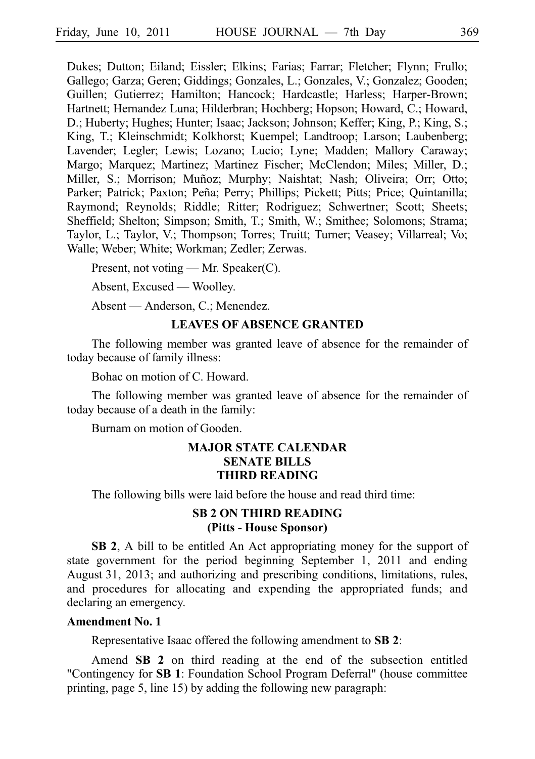Dukes; Dutton; Eiland; Eissler; Elkins; Farias; Farrar; Fletcher; Flynn; Frullo; Gallego; Garza; Geren; Giddings; Gonzales, L.; Gonzales, V.; Gonzalez; Gooden; Guillen; Gutierrez; Hamilton; Hancock; Hardcastle; Harless; Harper-Brown; Hartnett; Hernandez Luna; Hilderbran; Hochberg; Hopson; Howard, C.; Howard, D.; Huberty; Hughes; Hunter; Isaac; Jackson; Johnson; Keffer; King, P.; King, S.; King, T.; Kleinschmidt; Kolkhorst; Kuempel; Landtroop; Larson; Laubenberg; Lavender; Legler; Lewis; Lozano; Lucio; Lyne; Madden; Mallory Caraway; Margo; Marquez; Martinez; Martinez Fischer; McClendon; Miles; Miller, D.; Miller, S.; Morrison; Muñoz; Murphy; Naishtat; Nash; Oliveira; Orr; Otto; Parker; Patrick; Paxton; Peña; Perry; Phillips; Pickett; Pitts; Price; Quintanilla; Raymond; Reynolds; Riddle; Ritter; Rodriguez; Schwertner; Scott; Sheets; Sheffield; Shelton; Simpson; Smith, T.; Smith, W.; Smithee; Solomons; Strama; Taylor, L.; Taylor, V.; Thompson; Torres; Truitt; Turner; Veasey; Villarreal; Vo; Walle; Weber; White; Workman; Zedler; Zerwas.

Present, not voting — Mr. Speaker(C).

Absent, Excused — Woolley.

Absent — Anderson, C.; Menendez.

## LEAVES OF ABSENCE GRANTED

The following member was granted leave of absence for the remainder of today because of family illness:

Bohac on motion of C. Howard.

The following member was granted leave of absence for the remainder of today because of a death in the family:

Burnam on motion of Gooden.

## MAJOR STATE CALENDAR SENATE BILLS THIRD READING

The following bills were laid before the house and read third time:

### SB 2 ON THIRD READING (Pitts - House Sponsor)

**SB 2**, A bill to be entitled An Act appropriating money for the support of state government for the period beginning September 1, 2011 and ending August 31, 2013; and authorizing and prescribing conditions, limitations, rules, and procedures for allocating and expending the appropriated funds; and declaring an emergency.

**Amendment No. 1**

Representative Isaac offered the following amendment to **SB 2**:

Amend **SB 2** on third reading at the end of the subsection entitled "Contingency for **SB 1**: Foundation School Program Deferral" (house committee printing, page 5, line 15) by adding the following new paragraph: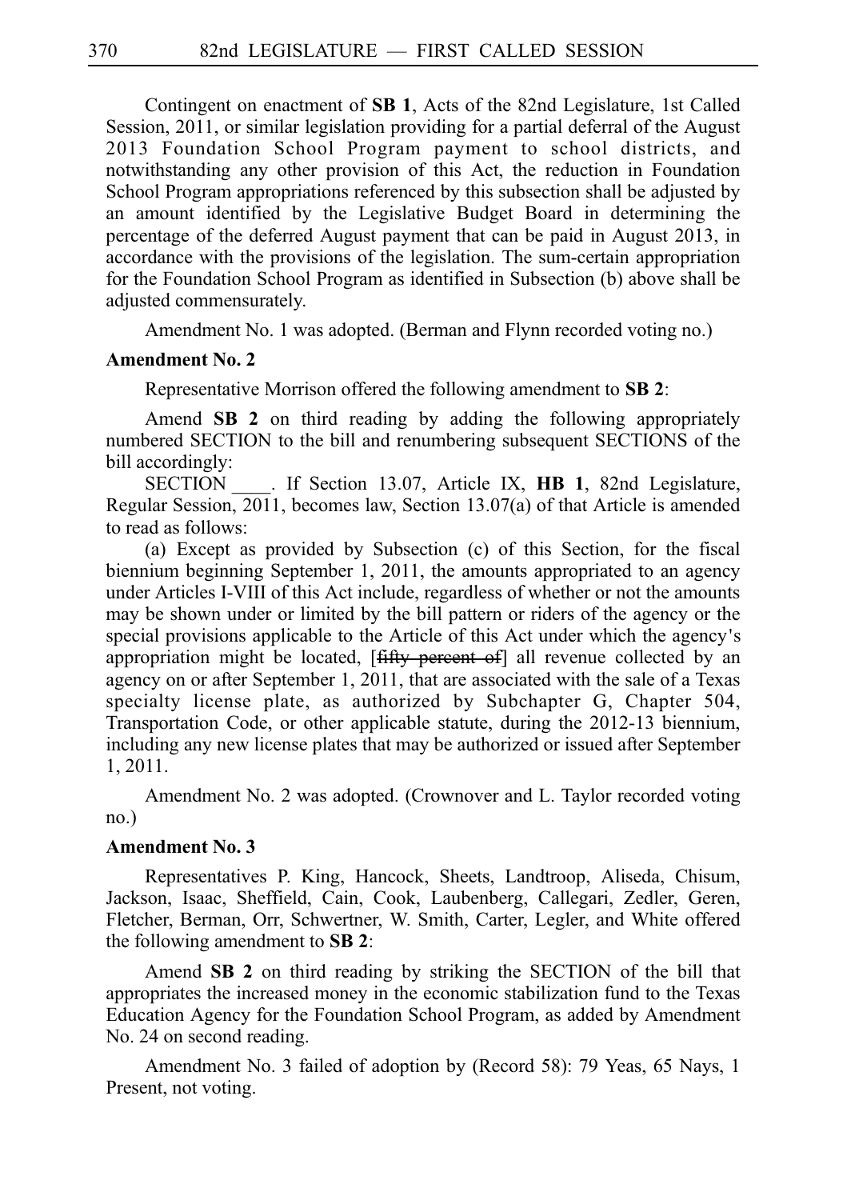Contingent on enactment of **SB 1**, Acts of the 82nd Legislature, 1st Called Session, 2011, or similar legislation providing for a partial deferral of the August 2013 Foundation School Program payment to school districts, and notwithstanding any other provision of this Act, the reduction in Foundation School Program appropriations referenced by this subsection shall be adjusted by an amount identified by the Legislative Budget Board in determining the percentage of the deferred August payment that can be paid in August 2013, in accordance with the provisions of the legislation. The sum-certain appropriation for the Foundation School Program as identified in Subsection (b) above shall be adjusted commensurately.

Amendment No. 1 was adopted. (Berman and Flynn recorded voting no.)

**Amendment No. 2**

Representative Morrison offered the following amendment to **SB 2**:

Amend **SB 2** on third reading by adding the following appropriately numbered SECTION to the bill and renumbering subsequent SECTIONS of the bill accordingly:

SECTION ____. If Section 13.07, Article IX, **HB 1**, 82nd Legislature, Regular Session, 2011, becomes law, Section 13.07(a) of that Article is amended to read as follows:

(a) Except as provided by Subsection (c) of this Section, for the fiscal biennium beginning September 1, 2011, the amounts appropriated to an agency under Articles I-VIII of this Act include, regardless of whether or not the amounts may be shown under or limited by the bill pattern or riders of the agency or the special provisions applicable to the Article of this Act under which the agency's appropriation might be located, [~~fifty percent of~~] all revenue collected by an agency on or after September 1, 2011, that are associated with the sale of a Texas specialty license plate, as authorized by Subchapter G, Chapter 504, Transportation Code, or other applicable statute, during the 2012-13 biennium, including any new license plates that may be authorized or issued after September 1, 2011.

Amendment No. 2 was adopted. (Crownover and L. Taylor recorded voting no.)

**Amendment No. 3**

Representatives P. King, Hancock, Sheets, Landtroop, Aliseda, Chisum, Jackson, Isaac, Sheffield, Cain, Cook, Laubenberg, Callegari, Zedler, Geren, Fletcher, Berman, Orr, Schwertner, W. Smith, Carter, Legler, and White offered the following amendment to **SB 2**:

Amend **SB 2** on third reading by striking the SECTION of the bill that appropriates the increased money in the economic stabilization fund to the Texas Education Agency for the Foundation School Program, as added by Amendment No. 24 on second reading.

Amendment No. 3 failed of adoption by (Record 58): 79 Yeas, 65 Nays, 1 Present, not voting.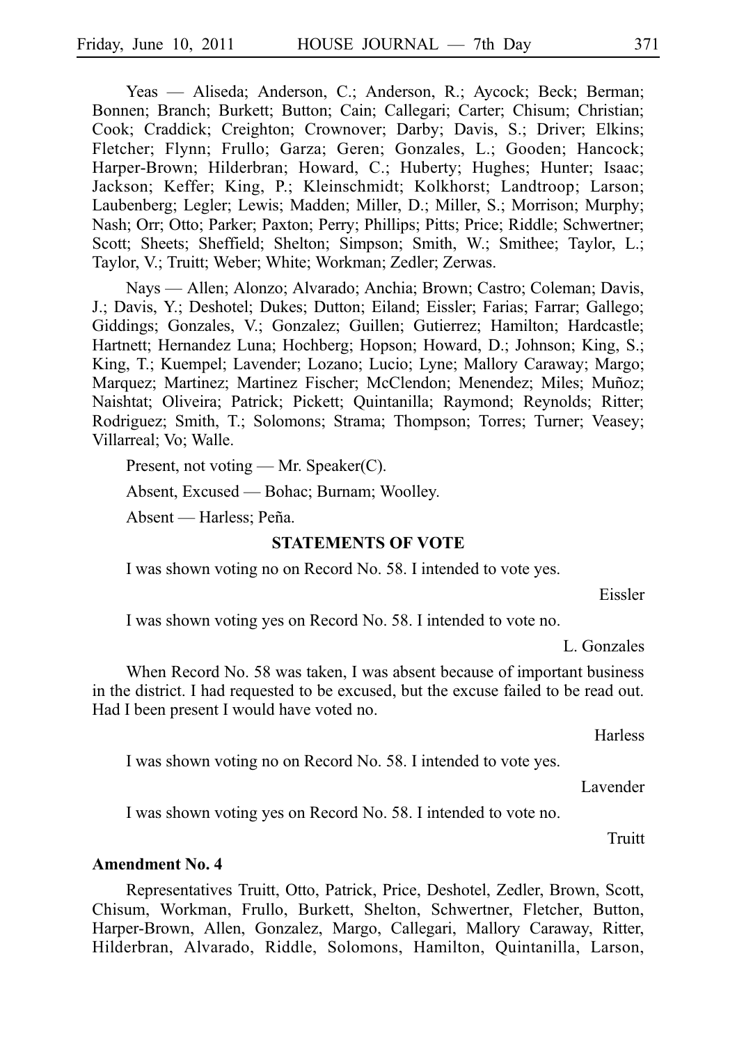Yeas — Aliseda; Anderson, C.; Anderson, R.; Aycock; Beck; Berman; Bonnen; Branch; Burkett; Button; Cain; Callegari; Carter; Chisum; Christian; Cook; Craddick; Creighton; Crownover; Darby; Davis, S.; Driver; Elkins; Fletcher; Flynn; Frullo; Garza; Geren; Gonzales, L.; Gooden; Hancock; Harper-Brown; Hilderbran; Howard, C.; Huberty; Hughes; Hunter; Isaac; Jackson; Keffer; King, P.; Kleinschmidt; Kolkhorst; Landtroop; Larson; Laubenberg; Legler; Lewis; Madden; Miller, D.; Miller, S.; Morrison; Murphy; Nash; Orr; Otto; Parker; Paxton; Perry; Phillips; Pitts; Price; Riddle; Schwertner; Scott; Sheets; Sheffield; Shelton; Simpson; Smith, W.; Smithee; Taylor, L.; Taylor, V.; Truitt; Weber; White; Workman; Zedler; Zerwas.

Nays — Allen; Alonzo; Alvarado; Anchia; Brown; Castro; Coleman; Davis, J.; Davis, Y.; Deshotel; Dukes; Dutton; Eiland; Eissler; Farias; Farrar; Gallego; Giddings; Gonzales, V.; Gonzalez; Guillen; Gutierrez; Hamilton; Hardcastle; Hartnett; Hernandez Luna; Hochberg; Hopson; Howard, D.; Johnson; King, S.; King, T.; Kuempel; Lavender; Lozano; Lucio; Lyne; Mallory Caraway; Margo; Marquez; Martinez; Martinez Fischer; McClendon; Menendez; Miles; Muñoz; Naishtat; Oliveira; Patrick; Pickett; Quintanilla; Raymond; Reynolds; Ritter; Rodriguez; Smith, T.; Solomons; Strama; Thompson; Torres; Turner; Veasey; Villarreal; Vo; Walle.

Present, not voting — Mr. Speaker(C).

Absent, Excused — Bohac; Burnam; Woolley.

Absent — Harless; Peña.

**STATEMENTS OF VOTE**

I was shown voting no on Record No. 58. I intended to vote yes.

Eissler

I was shown voting yes on Record No. 58. I intended to vote no.

L. Gonzales

When Record No. 58 was taken, I was absent because of important business in the district. I had requested to be excused, but the excuse failed to be read out. Had I been present I would have voted no.

Harless

I was shown voting no on Record No. 58. I intended to vote yes.

Lavender

I was shown voting yes on Record No. 58. I intended to vote no.

Truitt

**Amendment No. 4**

Representatives Truitt, Otto, Patrick, Price, Deshotel, Zedler, Brown, Scott, Chisum, Workman, Frullo, Burkett, Shelton, Schwertner, Fletcher, Button, Harper-Brown, Allen, Gonzalez, Margo, Callegari, Mallory Caraway, Ritter, Hilderbran, Alvarado, Riddle, Solomons, Hamilton, Quintanilla, Larson,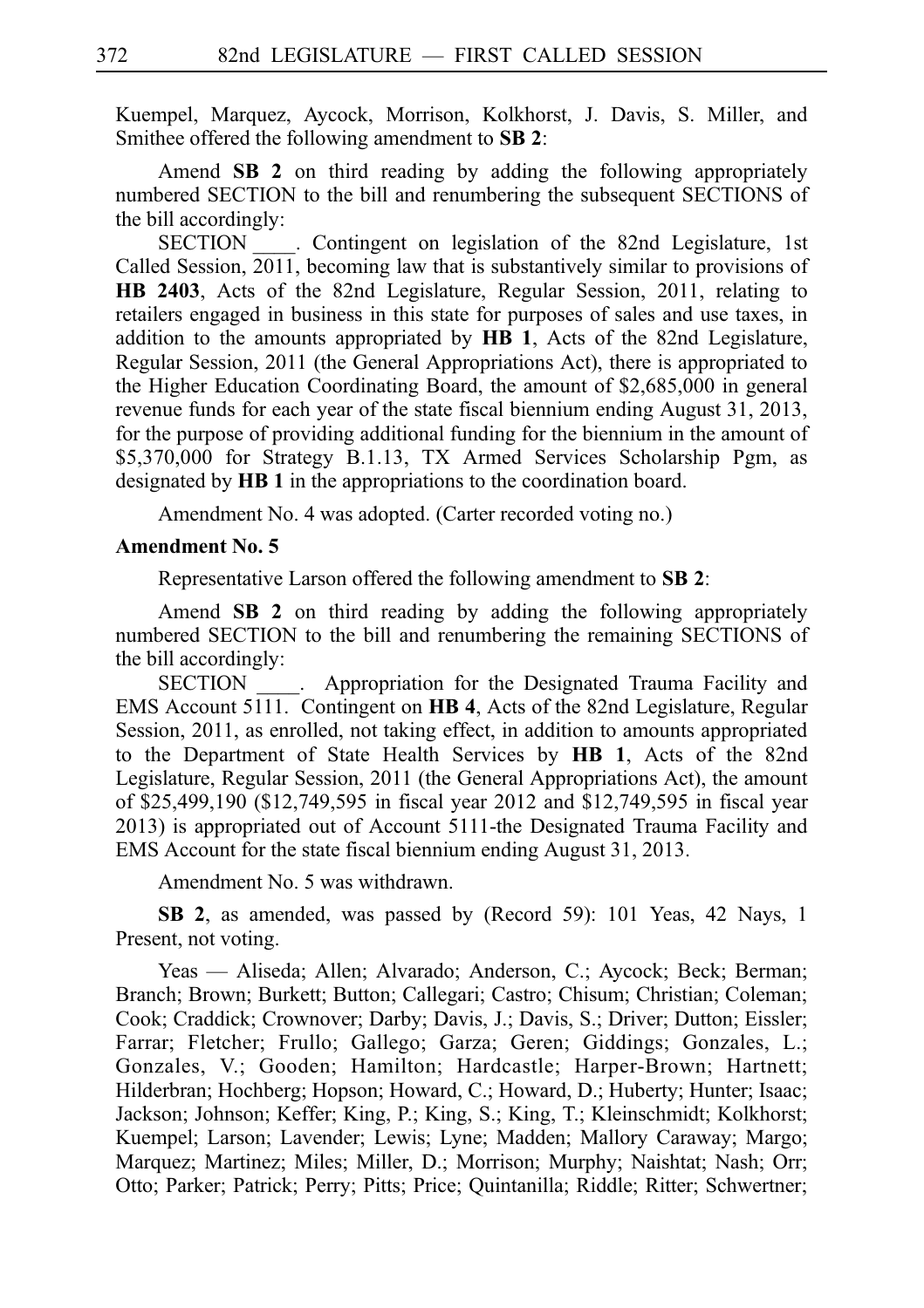Kuempel, Marquez, Aycock, Morrison, Kolkhorst, J. Davis, S. Miller, and Smithee offered the following amendment to **SB 2**:

Amend **SB 2** on third reading by adding the following appropriately numbered SECTION to the bill and renumbering the subsequent SECTIONS of the bill accordingly:

SECTION ____. Contingent on legislation of the 82nd Legislature, 1st Called Session, 2011, becoming law that is substantively similar to provisions of **HB 2403**, Acts of the 82nd Legislature, Regular Session, 2011, relating to retailers engaged in business in this state for purposes of sales and use taxes, in addition to the amounts appropriated by **HB 1**, Acts of the 82nd Legislature, Regular Session, 2011 (the General Appropriations Act), there is appropriated to the Higher Education Coordinating Board, the amount of $2,685,000 in general revenue funds for each year of the state fiscal biennium ending August 31, 2013, for the purpose of providing additional funding for the biennium in the amount of $5,370,000 for Strategy B.1.13, TX Armed Services Scholarship Pgm, as designated by **HB 1** in the appropriations to the coordination board.

Amendment No. 4 was adopted. (Carter recorded voting no.)

**Amendment No. 5**

Representative Larson offered the following amendment to **SB 2**:

Amend **SB 2** on third reading by adding the following appropriately numbered SECTION to the bill and renumbering the remaining SECTIONS of the bill accordingly:

SECTION ____. Appropriation for the Designated Trauma Facility and EMS Account 5111. Contingent on **HB 4**, Acts of the 82nd Legislature, Regular Session, 2011, as enrolled, not taking effect, in addition to amounts appropriated to the Department of State Health Services by **HB 1**, Acts of the 82nd Legislature, Regular Session, 2011 (the General Appropriations Act), the amount of $25,499,190 ($12,749,595 in fiscal year 2012 and $12,749,595 in fiscal year 2013) is appropriated out of Account 5111-the Designated Trauma Facility and EMS Account for the state fiscal biennium ending August 31, 2013.

Amendment No. 5 was withdrawn.

**SB 2**, as amended, was passed by (Record 59): 101 Yeas, 42 Nays, 1 Present, not voting.

Yeas — Aliseda; Allen; Alvarado; Anderson, C.; Aycock; Beck; Berman; Branch; Brown; Burkett; Button; Callegari; Castro; Chisum; Christian; Coleman; Cook; Craddick; Crownover; Darby; Davis, J.; Davis, S.; Driver; Dutton; Eissler; Farrar; Fletcher; Frullo; Gallego; Garza; Geren; Giddings; Gonzales, L.; Gonzales, V.; Gooden; Hamilton; Hardcastle; Harper-Brown; Hartnett; Hilderbran; Hochberg; Hopson; Howard, C.; Howard, D.; Huberty; Hunter; Isaac; Jackson; Johnson; Keffer; King, P.; King, S.; King, T.; Kleinschmidt; Kolkhorst; Kuempel; Larson; Lavender; Lewis; Lyne; Madden; Mallory Caraway; Margo; Marquez; Martinez; Miles; Miller, D.; Morrison; Murphy; Naishtat; Nash; Orr; Otto; Parker; Patrick; Perry; Pitts; Price; Quintanilla; Riddle; Ritter; Schwertner;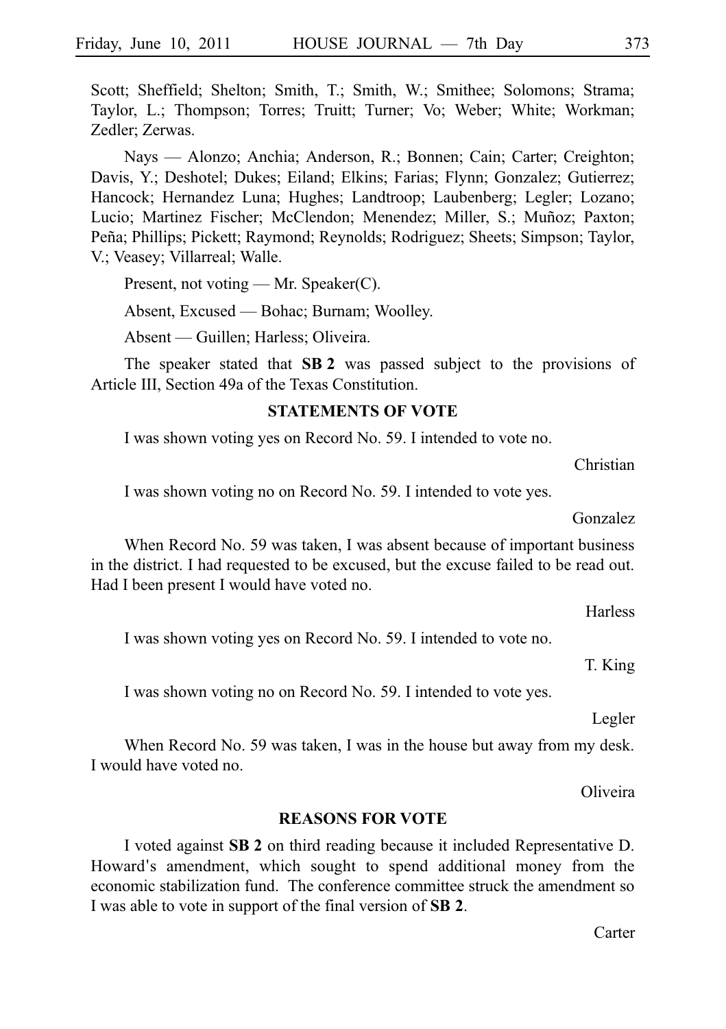Scott; Sheffield; Shelton; Smith, T.; Smith, W.; Smithee; Solomons; Strama; Taylor, L.; Thompson; Torres; Truitt; Turner; Vo; Weber; White; Workman; Zedler; Zerwas.

Nays — Alonzo; Anchia; Anderson, R.; Bonnen; Cain; Carter; Creighton; Davis, Y.; Deshotel; Dukes; Eiland; Elkins; Farias; Flynn; Gonzalez; Gutierrez; Hancock; Hernandez Luna; Hughes; Landtroop; Laubenberg; Legler; Lozano; Lucio; Martinez Fischer; McClendon; Menendez; Miller, S.; Muñoz; Paxton; Peña; Phillips; Pickett; Raymond; Reynolds; Rodriguez; Sheets; Simpson; Taylor, V.; Veasey; Villarreal; Walle.

Present, not voting — Mr. Speaker(C).

Absent, Excused — Bohac; Burnam; Woolley.

Absent — Guillen; Harless; Oliveira.

The speaker stated that **SB 2** was passed subject to the provisions of Article III, Section 49a of the Texas Constitution.

## STATEMENTS OF VOTE

I was shown voting yes on Record No. 59. I intended to vote no.

Christian

I was shown voting no on Record No. 59. I intended to vote yes.

Gonzalez

When Record No. 59 was taken, I was absent because of important business in the district. I had requested to be excused, but the excuse failed to be read out. Had I been present I would have voted no.

Harless

I was shown voting yes on Record No. 59. I intended to vote no.

T. King

I was shown voting no on Record No. 59. I intended to vote yes.

Legler

When Record No. 59 was taken, I was in the house but away from my desk. I would have voted no.

Oliveira

## REASONS FOR VOTE

I voted against **SB 2** on third reading because it included Representative D. Howard's amendment, which sought to spend additional money from the economic stabilization fund. The conference committee struck the amendment so I was able to vote in support of the final version of **SB 2**.

Carter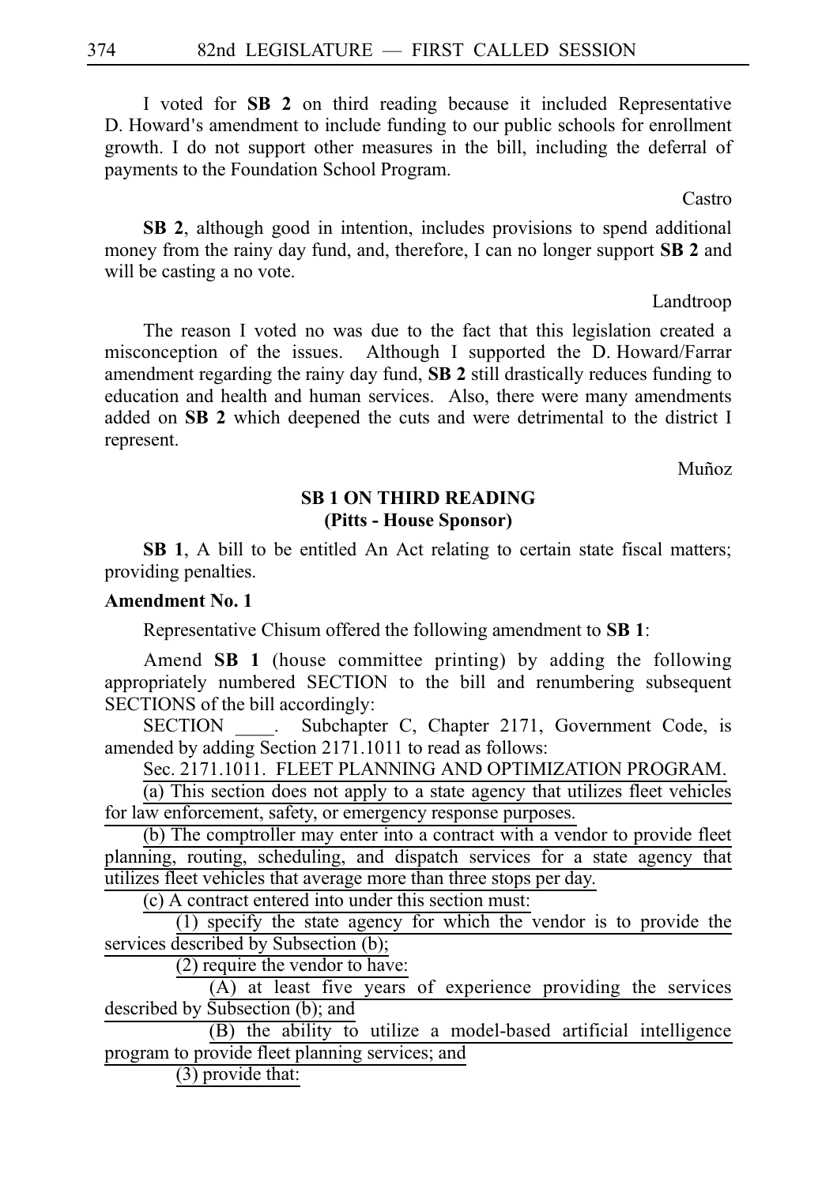I voted for **SB 2** on third reading because it included Representative D. Howard's amendment to include funding to our public schools for enrollment growth. I do not support other measures in the bill, including the deferral of payments to the Foundation School Program.

Castro

**SB 2**, although good in intention, includes provisions to spend additional money from the rainy day fund, and, therefore, I can no longer support **SB 2** and will be casting a no vote.

Landtroop

The reason I voted no was due to the fact that this legislation created a misconception of the issues. Although I supported the D. Howard/Farrar amendment regarding the rainy day fund, **SB 2** still drastically reduces funding to education and health and human services. Also, there were many amendments added on **SB 2** which deepened the cuts and were detrimental to the district I represent.

Muñoz

## SB 1 ON THIRD READING
## (Pitts - House Sponsor)

**SB 1**, A bill to be entitled An Act relating to certain state fiscal matters; providing penalties.

**Amendment No. 1**

Representative Chisum offered the following amendment to **SB 1**:

Amend **SB 1** (house committee printing) by adding the following appropriately numbered SECTION to the bill and renumbering subsequent SECTIONS of the bill accordingly:

SECTION \_\_\_\_. Subchapter C, Chapter 2171, Government Code, is amended by adding Section 2171.1011 to read as follows:

Sec. 2171.1011. FLEET PLANNING AND OPTIMIZATION PROGRAM.

(a) This section does not apply to a state agency that utilizes fleet vehicles for law enforcement, safety, or emergency response purposes.

(b) The comptroller may enter into a contract with a vendor to provide fleet planning, routing, scheduling, and dispatch services for a state agency that utilizes fleet vehicles that average more than three stops per day.

(c) A contract entered into under this section must:

(1) specify the state agency for which the vendor is to provide the services described by Subsection (b);

(2) require the vendor to have:

(A) at least five years of experience providing the services described by Subsection (b); and

(B) the ability to utilize a model-based artificial intelligence program to provide fleet planning services; and

(3) provide that: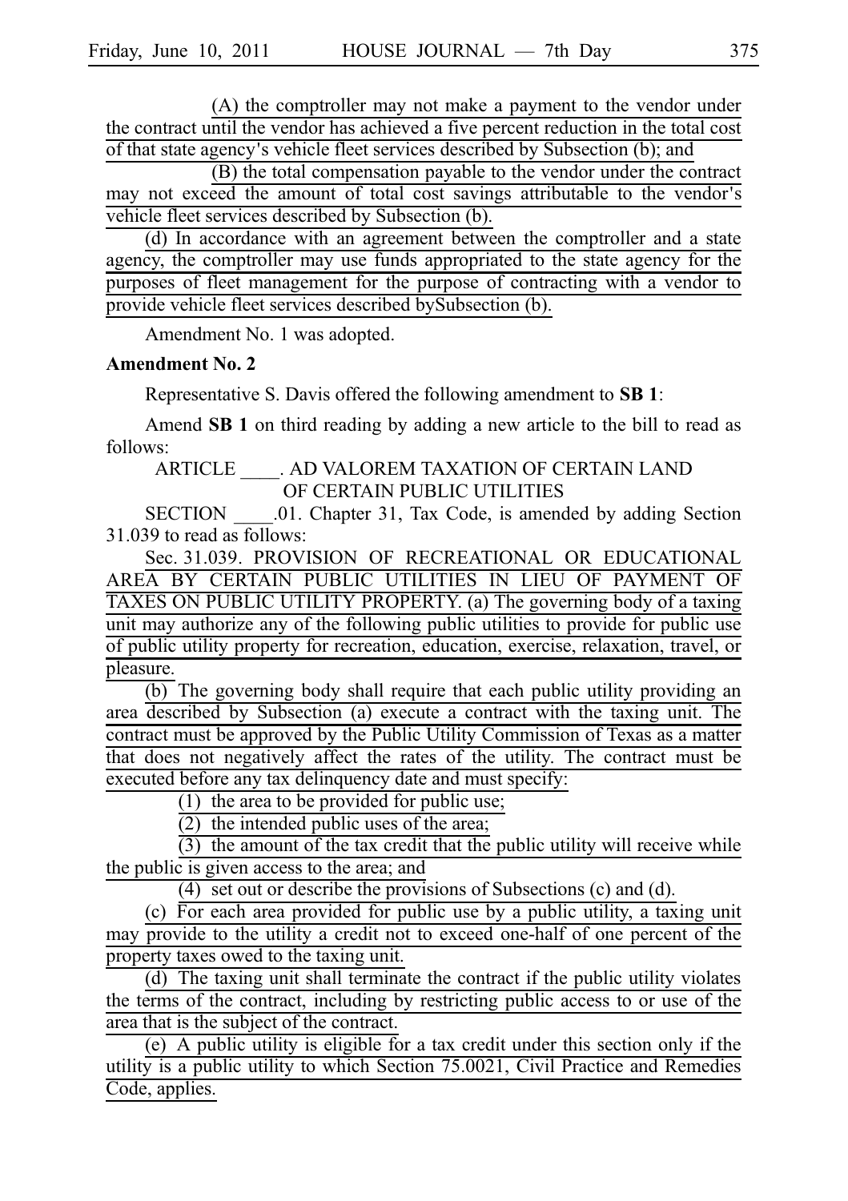(A) the comptroller may not make a payment to the vendor under the contract until the vendor has achieved a five percent reduction in the total cost of that state agency's vehicle fleet services described by Subsection (b); and

(B) the total compensation payable to the vendor under the contract may not exceed the amount of total cost savings attributable to the vendor's vehicle fleet services described by Subsection (b).

(d) In accordance with an agreement between the comptroller and a state agency, the comptroller may use funds appropriated to the state agency for the purposes of fleet management for the purpose of contracting with a vendor to provide vehicle fleet services described bySubsection (b).

Amendment No. 1 was adopted.

**Amendment No. 2**

Representative S. Davis offered the following amendment to **SB 1**:

Amend **SB 1** on third reading by adding a new article to the bill to read as follows:

ARTICLE \_\_\_\_. AD VALOREM TAXATION OF CERTAIN LAND OF CERTAIN PUBLIC UTILITIES

SECTION \_\_\_\_.01. Chapter 31, Tax Code, is amended by adding Section 31.039 to read as follows:

Sec. 31.039. PROVISION OF RECREATIONAL OR EDUCATIONAL AREA BY CERTAIN PUBLIC UTILITIES IN LIEU OF PAYMENT OF TAXES ON PUBLIC UTILITY PROPERTY. (a) The governing body of a taxing unit may authorize any of the following public utilities to provide for public use of public utility property for recreation, education, exercise, relaxation, travel, or pleasure.

(b) The governing body shall require that each public utility providing an area described by Subsection (a) execute a contract with the taxing unit. The contract must be approved by the Public Utility Commission of Texas as a matter that does not negatively affect the rates of the utility. The contract must be executed before any tax delinquency date and must specify:

(1) the area to be provided for public use;

(2) the intended public uses of the area;

(3) the amount of the tax credit that the public utility will receive while the public is given access to the area; and

(4) set out or describe the provisions of Subsections (c) and (d).

(c) For each area provided for public use by a public utility, a taxing unit may provide to the utility a credit not to exceed one-half of one percent of the property taxes owed to the taxing unit.

(d) The taxing unit shall terminate the contract if the public utility violates the terms of the contract, including by restricting public access to or use of the area that is the subject of the contract.

(e) A public utility is eligible for a tax credit under this section only if the utility is a public utility to which Section 75.0021, Civil Practice and Remedies Code, applies.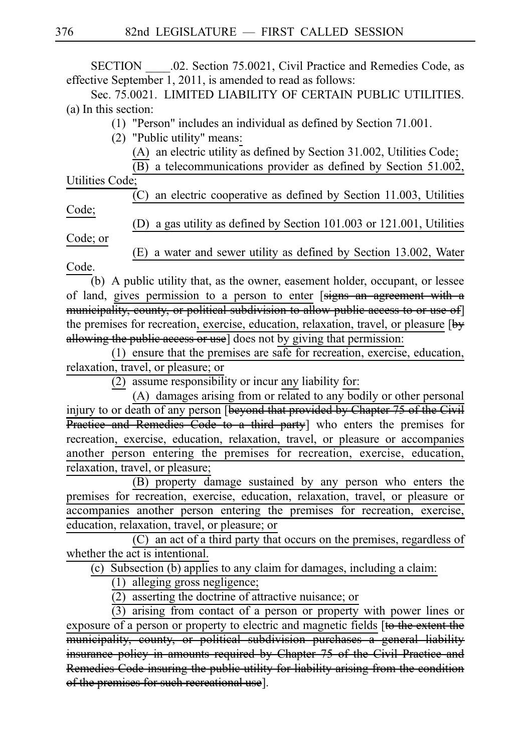SECTION ____.02. Section 75.0021, Civil Practice and Remedies Code, as effective September 1, 2011, is amended to read as follows:

Sec. 75.0021. LIMITED LIABILITY OF CERTAIN PUBLIC UTILITIES. (a) In this section:

(1) "Person" includes an individual as defined by Section 71.001.

(2) "Public utility" means:

(A) an electric utility as defined by Section 31.002, Utilities Code;

(B) a telecommunications provider as defined by Section 51.002, Utilities Code;

(C) an electric cooperative as defined by Section 11.003, Utilities Code;

(D) a gas utility as defined by Section 101.003 or 121.001, Utilities Code; or

(E) a water and sewer utility as defined by Section 13.002, Water Code.

(b) A public utility that, as the owner, easement holder, occupant, or lessee of land, gives permission to a person to enter [~~signs an agreement with a municipality, county, or political subdivision to allow public access to or use of~~] the premises for recreation, exercise, education, relaxation, travel, or pleasure [~~by allowing the public access or use~~] does not by giving that permission:

(1) ensure that the premises are safe for recreation, exercise, education, relaxation, travel, or pleasure; or

(2) assume responsibility or incur any liability for:

(A) damages arising from or related to any bodily or other personal injury to or death of any person [~~beyond that provided by Chapter 75 of the Civil Practice and Remedies Code to a third party~~] who enters the premises for recreation, exercise, education, relaxation, travel, or pleasure or accompanies another person entering the premises for recreation, exercise, education, relaxation, travel, or pleasure;

(B) property damage sustained by any person who enters the premises for recreation, exercise, education, relaxation, travel, or pleasure or accompanies another person entering the premises for recreation, exercise, education, relaxation, travel, or pleasure; or

(C) an act of a third party that occurs on the premises, regardless of whether the act is intentional.

(c) Subsection (b) applies to any claim for damages, including a claim:

(1) alleging gross negligence;

(2) asserting the doctrine of attractive nuisance; or

(3) arising from contact of a person or property with power lines or exposure of a person or property to electric and magnetic fields [~~to the extent the municipality, county, or political subdivision purchases a general liability insurance policy in amounts required by Chapter 75 of the Civil Practice and Remedies Code insuring the public utility for liability arising from the condition of the premises for such recreational use~~].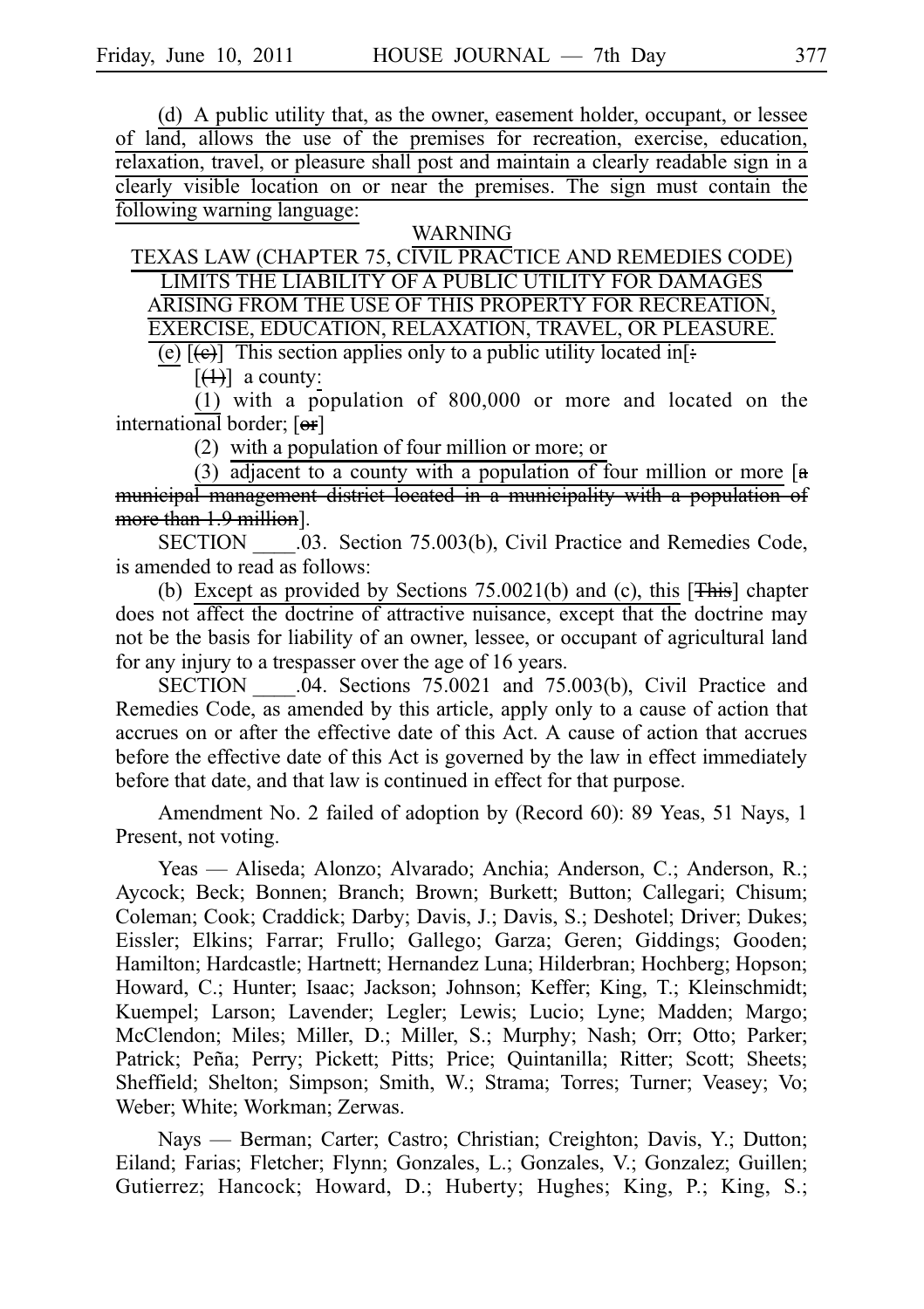(d) A public utility that, as the owner, easement holder, occupant, or lessee of land, allows the use of the premises for recreation, exercise, education, relaxation, travel, or pleasure shall post and maintain a clearly readable sign in a clearly visible location on or near the premises. The sign must contain the following warning language:

WARNING

TEXAS LAW (CHAPTER 75, CIVIL PRACTICE AND REMEDIES CODE) LIMITS THE LIABILITY OF A PUBLIC UTILITY FOR DAMAGES ARISING FROM THE USE OF THIS PROPERTY FOR RECREATION, EXERCISE, EDUCATION, RELAXATION, TRAVEL, OR PLEASURE.

(e) [(c)] This section applies only to a public utility located in[:

[(1)] a county:

(1) with a population of 800,000 or more and located on the international border; [or]

(2) with a population of four million or more; or

(3) adjacent to a county with a population of four million or more [a municipal management district located in a municipality with a population of more than 1.9 million].

SECTION ____.03. Section 75.003(b), Civil Practice and Remedies Code, is amended to read as follows:

(b) Except as provided by Sections 75.0021(b) and (c), this [This] chapter does not affect the doctrine of attractive nuisance, except that the doctrine may not be the basis for liability of an owner, lessee, or occupant of agricultural land for any injury to a trespasser over the age of 16 years.

SECTION ____.04. Sections 75.0021 and 75.003(b), Civil Practice and Remedies Code, as amended by this article, apply only to a cause of action that accrues on or after the effective date of this Act. A cause of action that accrues before the effective date of this Act is governed by the law in effect immediately before that date, and that law is continued in effect for that purpose.

Amendment No. 2 failed of adoption by (Record 60): 89 Yeas, 51 Nays, 1 Present, not voting.

Yeas — Aliseda; Alonzo; Alvarado; Anchia; Anderson, C.; Anderson, R.; Aycock; Beck; Bonnen; Branch; Brown; Burkett; Button; Callegari; Chisum; Coleman; Cook; Craddick; Darby; Davis, J.; Davis, S.; Deshotel; Driver; Dukes; Eissler; Elkins; Farrar; Frullo; Gallego; Garza; Geren; Giddings; Gooden; Hamilton; Hardcastle; Hartnett; Hernandez Luna; Hilderbran; Hochberg; Hopson; Howard, C.; Hunter; Isaac; Jackson; Johnson; Keffer; King, T.; Kleinschmidt; Kuempel; Larson; Lavender; Legler; Lewis; Lucio; Lyne; Madden; Margo; McClendon; Miles; Miller, D.; Miller, S.; Murphy; Nash; Orr; Otto; Parker; Patrick; Peña; Perry; Pickett; Pitts; Price; Quintanilla; Ritter; Scott; Sheets; Sheffield; Shelton; Simpson; Smith, W.; Strama; Torres; Turner; Veasey; Vo; Weber; White; Workman; Zerwas.

Nays — Berman; Carter; Castro; Christian; Creighton; Davis, Y.; Dutton; Eiland; Farias; Fletcher; Flynn; Gonzales, L.; Gonzales, V.; Gonzalez; Guillen; Gutierrez; Hancock; Howard, D.; Huberty; Hughes; King, P.; King, S.;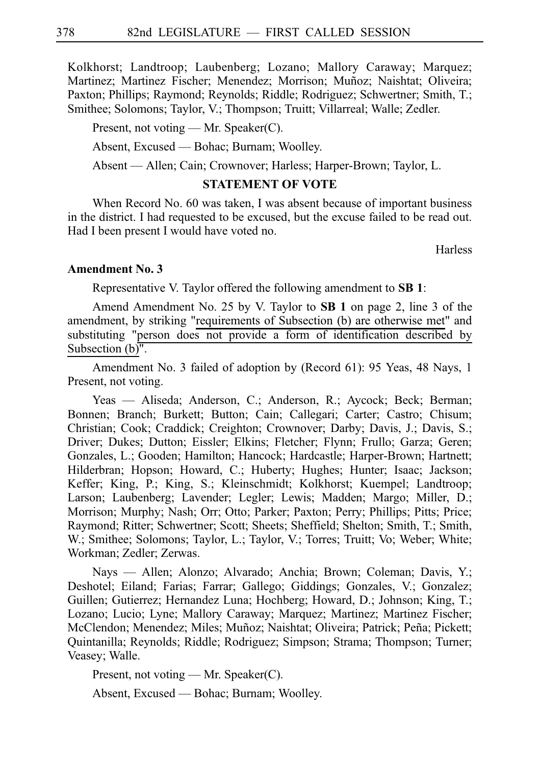Kolkhorst; Landtroop; Laubenberg; Lozano; Mallory Caraway; Marquez; Martinez; Martinez Fischer; Menendez; Morrison; Muñoz; Naishtat; Oliveira; Paxton; Phillips; Raymond; Reynolds; Riddle; Rodriguez; Schwertner; Smith, T.; Smithee; Solomons; Taylor, V.; Thompson; Truitt; Villarreal; Walle; Zedler.

Present, not voting — Mr. Speaker(C).

Absent, Excused — Bohac; Burnam; Woolley.

Absent — Allen; Cain; Crownover; Harless; Harper-Brown; Taylor, L.

**STATEMENT OF VOTE**

When Record No. 60 was taken, I was absent because of important business in the district. I had requested to be excused, but the excuse failed to be read out. Had I been present I would have voted no.

Harless

**Amendment No. 3**

Representative V. Taylor offered the following amendment to **SB 1**:

Amend Amendment No. 25 by V. Taylor to **SB 1** on page 2, line 3 of the amendment, by striking "requirements of Subsection (b) are otherwise met" and substituting "person does not provide a form of identification described by Subsection (b)".

Amendment No. 3 failed of adoption by (Record 61): 95 Yeas, 48 Nays, 1 Present, not voting.

Yeas — Aliseda; Anderson, C.; Anderson, R.; Aycock; Beck; Berman; Bonnen; Branch; Burkett; Button; Cain; Callegari; Carter; Castro; Chisum; Christian; Cook; Craddick; Creighton; Crownover; Darby; Davis, J.; Davis, S.; Driver; Dukes; Dutton; Eissler; Elkins; Fletcher; Flynn; Frullo; Garza; Geren; Gonzales, L.; Gooden; Hamilton; Hancock; Hardcastle; Harper-Brown; Hartnett; Hilderbran; Hopson; Howard, C.; Huberty; Hughes; Hunter; Isaac; Jackson; Keffer; King, P.; King, S.; Kleinschmidt; Kolkhorst; Kuempel; Landtroop; Larson; Laubenberg; Lavender; Legler; Lewis; Madden; Margo; Miller, D.; Morrison; Murphy; Nash; Orr; Otto; Parker; Paxton; Perry; Phillips; Pitts; Price; Raymond; Ritter; Schwertner; Scott; Sheets; Sheffield; Shelton; Smith, T.; Smith, W.; Smithee; Solomons; Taylor, L.; Taylor, V.; Torres; Truitt; Vo; Weber; White; Workman; Zedler; Zerwas.

Nays — Allen; Alonzo; Alvarado; Anchia; Brown; Coleman; Davis, Y.; Deshotel; Eiland; Farias; Farrar; Gallego; Giddings; Gonzales, V.; Gonzalez; Guillen; Gutierrez; Hernandez Luna; Hochberg; Howard, D.; Johnson; King, T.; Lozano; Lucio; Lyne; Mallory Caraway; Marquez; Martinez; Martinez Fischer; McClendon; Menendez; Miles; Muñoz; Naishtat; Oliveira; Patrick; Peña; Pickett; Quintanilla; Reynolds; Riddle; Rodriguez; Simpson; Strama; Thompson; Turner; Veasey; Walle.

Present, not voting — Mr. Speaker(C).

Absent, Excused — Bohac; Burnam; Woolley.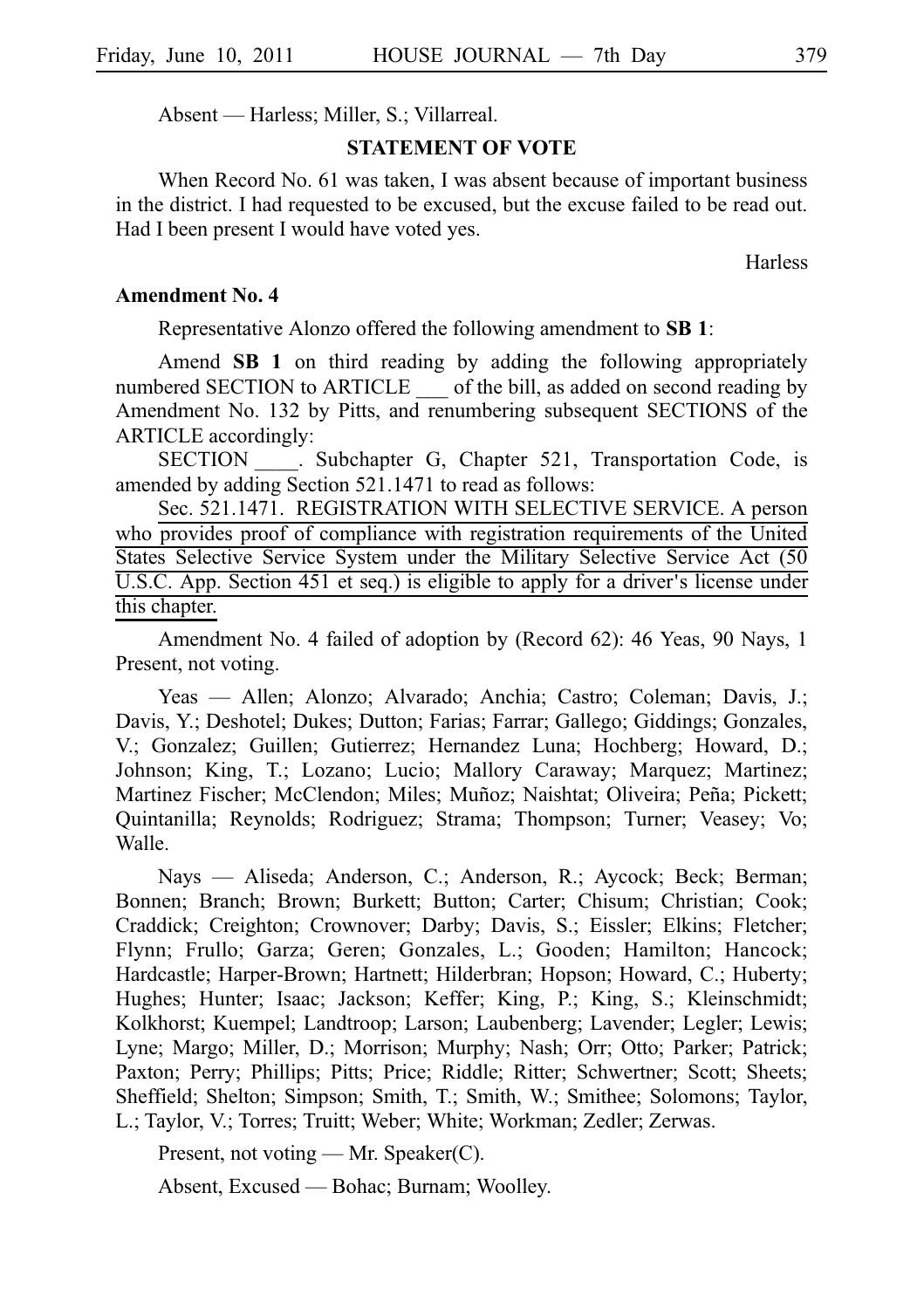Absent — Harless; Miller, S.; Villarreal.

**STATEMENT OF VOTE**

When Record No. 61 was taken, I was absent because of important business in the district. I had requested to be excused, but the excuse failed to be read out. Had I been present I would have voted yes.

Harless

**Amendment No. 4**

Representative Alonzo offered the following amendment to **SB 1**:

Amend **SB 1** on third reading by adding the following appropriately numbered SECTION to ARTICLE ___ of the bill, as added on second reading by Amendment No. 132 by Pitts, and renumbering subsequent SECTIONS of the ARTICLE accordingly:

SECTION ____. Subchapter G, Chapter 521, Transportation Code, is amended by adding Section 521.1471 to read as follows:

<u>Sec. 521.1471. REGISTRATION WITH SELECTIVE SERVICE. A person who provides proof of compliance with registration requirements of the United States Selective Service System under the Military Selective Service Act (50 U.S.C. App. Section 451 et seq.) is eligible to apply for a driver's license under this chapter.</u>

Amendment No. 4 failed of adoption by (Record 62): 46 Yeas, 90 Nays, 1 Present, not voting.

Yeas — Allen; Alonzo; Alvarado; Anchia; Castro; Coleman; Davis, J.; Davis, Y.; Deshotel; Dukes; Dutton; Farias; Farrar; Gallego; Giddings; Gonzales, V.; Gonzalez; Guillen; Gutierrez; Hernandez Luna; Hochberg; Howard, D.; Johnson; King, T.; Lozano; Lucio; Mallory Caraway; Marquez; Martinez; Martinez Fischer; McClendon; Miles; Muñoz; Naishtat; Oliveira; Peña; Pickett; Quintanilla; Reynolds; Rodriguez; Strama; Thompson; Turner; Veasey; Vo; Walle.

Nays — Aliseda; Anderson, C.; Anderson, R.; Aycock; Beck; Berman; Bonnen; Branch; Brown; Burkett; Button; Carter; Chisum; Christian; Cook; Craddick; Creighton; Crownover; Darby; Davis, S.; Eissler; Elkins; Fletcher; Flynn; Frullo; Garza; Geren; Gonzales, L.; Gooden; Hamilton; Hancock; Hardcastle; Harper-Brown; Hartnett; Hilderbran; Hopson; Howard, C.; Huberty; Hughes; Hunter; Isaac; Jackson; Keffer; King, P.; King, S.; Kleinschmidt; Kolkhorst; Kuempel; Landtroop; Larson; Laubenberg; Lavender; Legler; Lewis; Lyne; Margo; Miller, D.; Morrison; Murphy; Nash; Orr; Otto; Parker; Patrick; Paxton; Perry; Phillips; Pitts; Price; Riddle; Ritter; Schwertner; Scott; Sheets; Sheffield; Shelton; Simpson; Smith, T.; Smith, W.; Smithee; Solomons; Taylor, L.; Taylor, V.; Torres; Truitt; Weber; White; Workman; Zedler; Zerwas.

Present, not voting — Mr. Speaker(C).

Absent, Excused — Bohac; Burnam; Woolley.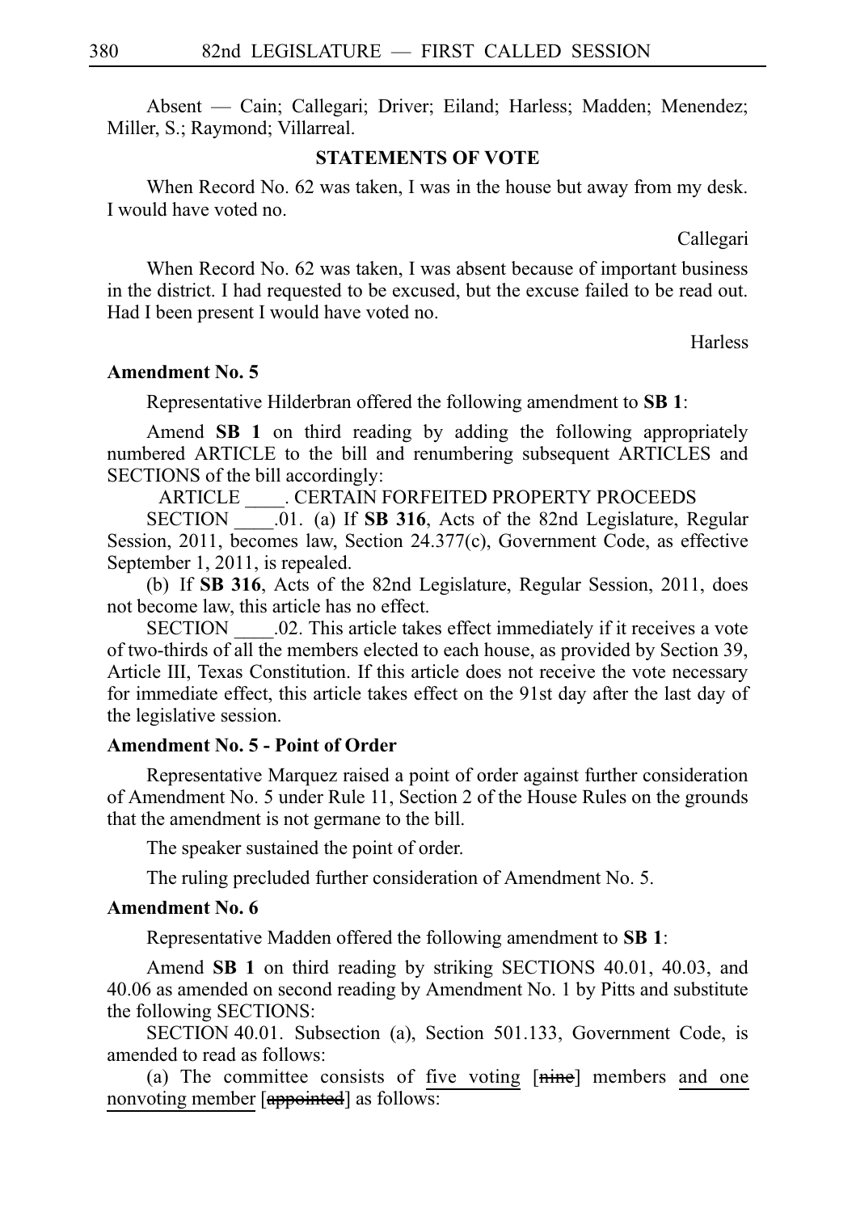Absent — Cain; Callegari; Driver; Eiland; Harless; Madden; Menendez; Miller, S.; Raymond; Villarreal.

## STATEMENTS OF VOTE

When Record No. 62 was taken, I was in the house but away from my desk. I would have voted no.

Callegari

When Record No. 62 was taken, I was absent because of important business in the district. I had requested to be excused, but the excuse failed to be read out. Had I been present I would have voted no.

Harless

### Amendment No. 5

Representative Hilderbran offered the following amendment to **SB 1**:

Amend **SB 1** on third reading by adding the following appropriately numbered ARTICLE to the bill and renumbering subsequent ARTICLES and SECTIONS of the bill accordingly:

ARTICLE ____. CERTAIN FORFEITED PROPERTY PROCEEDS

SECTION ____.01. (a) If **SB 316**, Acts of the 82nd Legislature, Regular Session, 2011, becomes law, Section 24.377(c), Government Code, as effective September 1, 2011, is repealed.

(b) If **SB 316**, Acts of the 82nd Legislature, Regular Session, 2011, does not become law, this article has no effect.

SECTION ____.02. This article takes effect immediately if it receives a vote of two-thirds of all the members elected to each house, as provided by Section 39, Article III, Texas Constitution. If this article does not receive the vote necessary for immediate effect, this article takes effect on the 91st day after the last day of the legislative session.

### Amendment No. 5 - Point of Order

Representative Marquez raised a point of order against further consideration of Amendment No. 5 under Rule 11, Section 2 of the House Rules on the grounds that the amendment is not germane to the bill.

The speaker sustained the point of order.

The ruling precluded further consideration of Amendment No. 5.

### Amendment No. 6

Representative Madden offered the following amendment to **SB 1**:

Amend **SB 1** on third reading by striking SECTIONS 40.01, 40.03, and 40.06 as amended on second reading by Amendment No. 1 by Pitts and substitute the following SECTIONS:

SECTION 40.01. Subsection (a), Section 501.133, Government Code, is amended to read as follows:

(a) The committee consists of <u>five voting</u> [~~nine~~] members <u>and one nonvoting member</u> [~~appointed~~] as follows: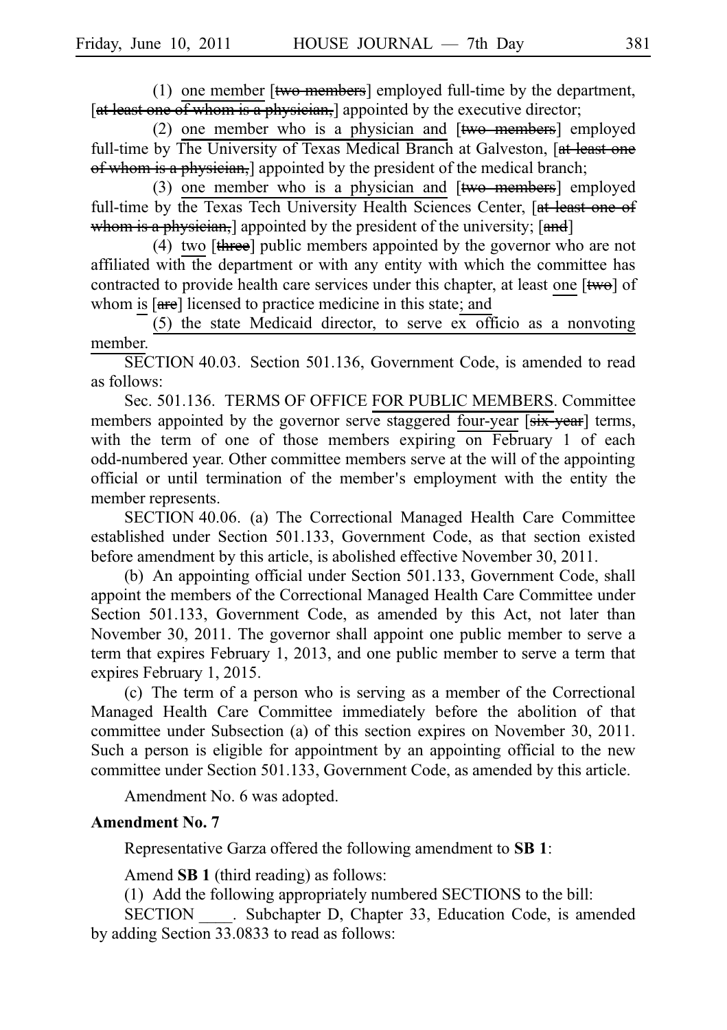(1) one member [~~two members~~] employed full-time by the department, [~~at least one of whom is a physician,~~] appointed by the executive director;

(2) one member who is a physician and [~~two members~~] employed full-time by The University of Texas Medical Branch at Galveston, [~~at least one of whom is a physician,~~] appointed by the president of the medical branch;

(3) one member who is a physician and [~~two members~~] employed full-time by the Texas Tech University Health Sciences Center, [~~at least one of whom is a physician,~~] appointed by the president of the university; [~~and~~]

(4) two [~~three~~] public members appointed by the governor who are not affiliated with the department or with any entity with which the committee has contracted to provide health care services under this chapter, at least one [~~two~~] of whom is [~~are~~] licensed to practice medicine in this state; and

(5) the state Medicaid director, to serve ex officio as a nonvoting member.

SECTION 40.03. Section 501.136, Government Code, is amended to read as follows:

Sec. 501.136. TERMS OF OFFICE FOR PUBLIC MEMBERS. Committee members appointed by the governor serve staggered four-year [~~six-year~~] terms, with the term of one of those members expiring on February 1 of each odd-numbered year. Other committee members serve at the will of the appointing official or until termination of the member's employment with the entity the member represents.

SECTION 40.06. (a) The Correctional Managed Health Care Committee established under Section 501.133, Government Code, as that section existed before amendment by this article, is abolished effective November 30, 2011.

(b) An appointing official under Section 501.133, Government Code, shall appoint the members of the Correctional Managed Health Care Committee under Section 501.133, Government Code, as amended by this Act, not later than November 30, 2011. The governor shall appoint one public member to serve a term that expires February 1, 2013, and one public member to serve a term that expires February 1, 2015.

(c) The term of a person who is serving as a member of the Correctional Managed Health Care Committee immediately before the abolition of that committee under Subsection (a) of this section expires on November 30, 2011. Such a person is eligible for appointment by an appointing official to the new committee under Section 501.133, Government Code, as amended by this article.

Amendment No. 6 was adopted.

**Amendment No. 7**

Representative Garza offered the following amendment to **SB 1**:

Amend **SB 1** (third reading) as follows:

(1) Add the following appropriately numbered SECTIONS to the bill:

SECTION ____. Subchapter D, Chapter 33, Education Code, is amended by adding Section 33.0833 to read as follows: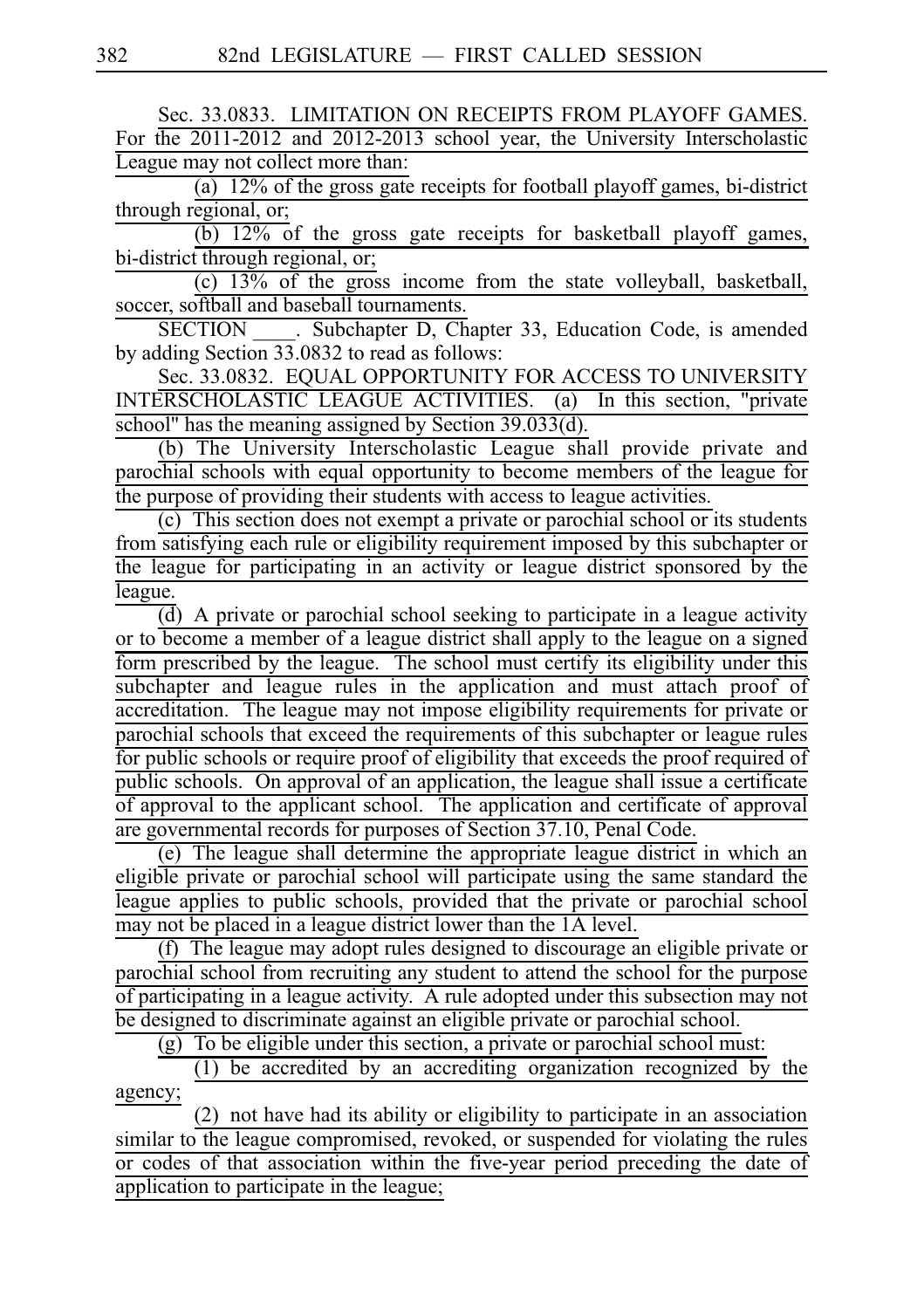Sec. 33.0833. LIMITATION ON RECEIPTS FROM PLAYOFF GAMES. For the 2011-2012 and 2012-2013 school year, the University Interscholastic League may not collect more than:

(a) 12% of the gross gate receipts for football playoff games, bi-district through regional, or;

(b) 12% of the gross gate receipts for basketball playoff games, bi-district through regional, or;

(c) 13% of the gross income from the state volleyball, basketball, soccer, softball and baseball tournaments.

SECTION ____. Subchapter D, Chapter 33, Education Code, is amended by adding Section 33.0832 to read as follows:

Sec. 33.0832. EQUAL OPPORTUNITY FOR ACCESS TO UNIVERSITY INTERSCHOLASTIC LEAGUE ACTIVITIES. (a) In this section, "private school" has the meaning assigned by Section 39.033(d).

(b) The University Interscholastic League shall provide private and parochial schools with equal opportunity to become members of the league for the purpose of providing their students with access to league activities.

(c) This section does not exempt a private or parochial school or its students from satisfying each rule or eligibility requirement imposed by this subchapter or the league for participating in an activity or league district sponsored by the league.

(d) A private or parochial school seeking to participate in a league activity or to become a member of a league district shall apply to the league on a signed form prescribed by the league. The school must certify its eligibility under this subchapter and league rules in the application and must attach proof of accreditation. The league may not impose eligibility requirements for private or parochial schools that exceed the requirements of this subchapter or league rules for public schools or require proof of eligibility that exceeds the proof required of public schools. On approval of an application, the league shall issue a certificate of approval to the applicant school. The application and certificate of approval are governmental records for purposes of Section 37.10, Penal Code.

(e) The league shall determine the appropriate league district in which an eligible private or parochial school will participate using the same standard the league applies to public schools, provided that the private or parochial school may not be placed in a league district lower than the 1A level.

(f) The league may adopt rules designed to discourage an eligible private or parochial school from recruiting any student to attend the school for the purpose of participating in a league activity. A rule adopted under this subsection may not be designed to discriminate against an eligible private or parochial school.

(g) To be eligible under this section, a private or parochial school must:

(1) be accredited by an accrediting organization recognized by the agency;

(2) not have had its ability or eligibility to participate in an association similar to the league compromised, revoked, or suspended for violating the rules or codes of that association within the five-year period preceding the date of application to participate in the league;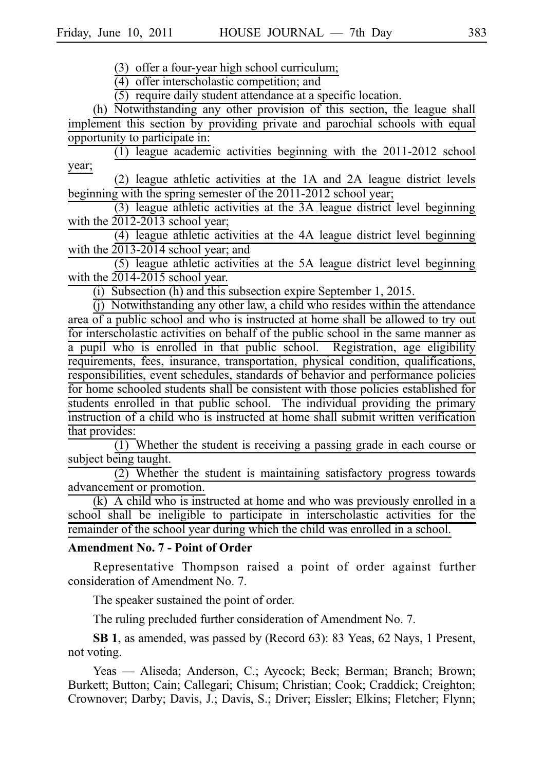(3) offer a four-year high school curriculum;

(4) offer interscholastic competition; and

(5) require daily student attendance at a specific location.

(h) Notwithstanding any other provision of this section, the league shall implement this section by providing private and parochial schools with equal opportunity to participate in:

(1) league academic activities beginning with the 2011-2012 school year;

(2) league athletic activities at the 1A and 2A league district levels beginning with the spring semester of the 2011-2012 school year;

(3) league athletic activities at the 3A league district level beginning with the 2012-2013 school year;

(4) league athletic activities at the 4A league district level beginning with the 2013-2014 school year; and

(5) league athletic activities at the 5A league district level beginning with the 2014-2015 school year.

(i) Subsection (h) and this subsection expire September 1, 2015.

(j) Notwithstanding any other law, a child who resides within the attendance area of a public school and who is instructed at home shall be allowed to try out for interscholastic activities on behalf of the public school in the same manner as a pupil who is enrolled in that public school. Registration, age eligibility requirements, fees, insurance, transportation, physical condition, qualifications, responsibilities, event schedules, standards of behavior and performance policies for home schooled students shall be consistent with those policies established for students enrolled in that public school. The individual providing the primary instruction of a child who is instructed at home shall submit written verification that provides:

(1) Whether the student is receiving a passing grade in each course or subject being taught.

(2) Whether the student is maintaining satisfactory progress towards advancement or promotion.

(k) A child who is instructed at home and who was previously enrolled in a school shall be ineligible to participate in interscholastic activities for the remainder of the school year during which the child was enrolled in a school.

**Amendment No. 7 - Point of Order**

Representative Thompson raised a point of order against further consideration of Amendment No. 7.

The speaker sustained the point of order.

The ruling precluded further consideration of Amendment No. 7.

**SB 1**, as amended, was passed by (Record 63): 83 Yeas, 62 Nays, 1 Present, not voting.

Yeas — Aliseda; Anderson, C.; Aycock; Beck; Berman; Branch; Brown; Burkett; Button; Cain; Callegari; Chisum; Christian; Cook; Craddick; Creighton; Crownover; Darby; Davis, J.; Davis, S.; Driver; Eissler; Elkins; Fletcher; Flynn;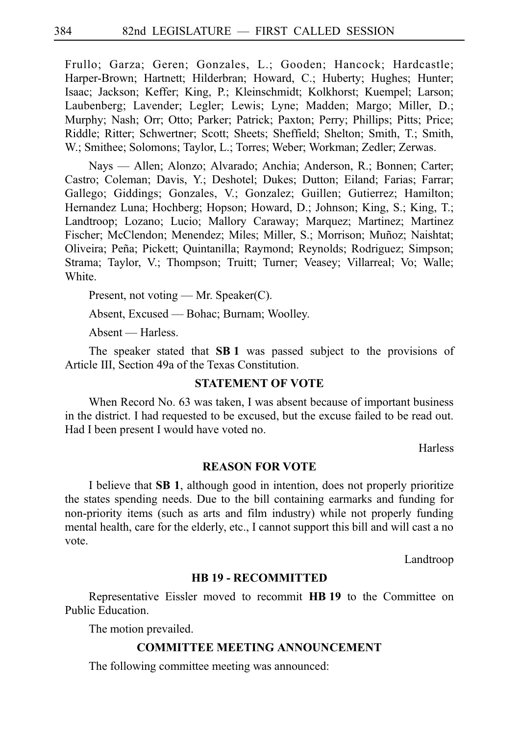Frullo; Garza; Geren; Gonzales, L.; Gooden; Hancock; Hardcastle; Harper-Brown; Hartnett; Hilderbran; Howard, C.; Huberty; Hughes; Hunter; Isaac; Jackson; Keffer; King, P.; Kleinschmidt; Kolkhorst; Kuempel; Larson; Laubenberg; Lavender; Legler; Lewis; Lyne; Madden; Margo; Miller, D.; Murphy; Nash; Orr; Otto; Parker; Patrick; Paxton; Perry; Phillips; Pitts; Price; Riddle; Ritter; Schwertner; Scott; Sheets; Sheffield; Shelton; Smith, T.; Smith, W.; Smithee; Solomons; Taylor, L.; Torres; Weber; Workman; Zedler; Zerwas.

Nays — Allen; Alonzo; Alvarado; Anchia; Anderson, R.; Bonnen; Carter; Castro; Coleman; Davis, Y.; Deshotel; Dukes; Dutton; Eiland; Farias; Farrar; Gallego; Giddings; Gonzales, V.; Gonzalez; Guillen; Gutierrez; Hamilton; Hernandez Luna; Hochberg; Hopson; Howard, D.; Johnson; King, S.; King, T.; Landtroop; Lozano; Lucio; Mallory Caraway; Marquez; Martinez; Martinez Fischer; McClendon; Menendez; Miles; Miller, S.; Morrison; Muñoz; Naishtat; Oliveira; Peña; Pickett; Quintanilla; Raymond; Reynolds; Rodriguez; Simpson; Strama; Taylor, V.; Thompson; Truitt; Turner; Veasey; Villarreal; Vo; Walle; White.

Present, not voting — Mr. Speaker(C).

Absent, Excused — Bohac; Burnam; Woolley.

Absent — Harless.

The speaker stated that **SB 1** was passed subject to the provisions of Article III, Section 49a of the Texas Constitution.

## STATEMENT OF VOTE

When Record No. 63 was taken, I was absent because of important business in the district. I had requested to be excused, but the excuse failed to be read out. Had I been present I would have voted no.

Harless

## REASON FOR VOTE

I believe that **SB 1**, although good in intention, does not properly prioritize the states spending needs. Due to the bill containing earmarks and funding for non-priority items (such as arts and film industry) while not properly funding mental health, care for the elderly, etc., I cannot support this bill and will cast a no vote.

Landtroop

## HB 19 - RECOMMITTED

Representative Eissler moved to recommit **HB 19** to the Committee on Public Education.

The motion prevailed.

## COMMITTEE MEETING ANNOUNCEMENT

The following committee meeting was announced: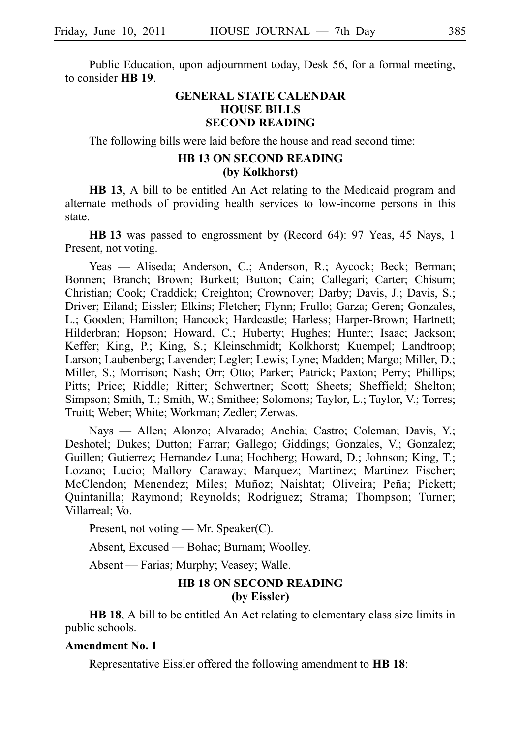Public Education, upon adjournment today, Desk 56, for a formal meeting, to consider **HB 19**.

## GENERAL STATE CALENDAR
## HOUSE BILLS
## SECOND READING

The following bills were laid before the house and read second time:

### HB 13 ON SECOND READING
### (by Kolkhorst)

**HB 13**, A bill to be entitled An Act relating to the Medicaid program and alternate methods of providing health services to low-income persons in this state.

**HB 13** was passed to engrossment by (Record 64): 97 Yeas, 45 Nays, 1 Present, not voting.

Yeas — Aliseda; Anderson, C.; Anderson, R.; Aycock; Beck; Berman; Bonnen; Branch; Brown; Burkett; Button; Cain; Callegari; Carter; Chisum; Christian; Cook; Craddick; Creighton; Crownover; Darby; Davis, J.; Davis, S.; Driver; Eiland; Eissler; Elkins; Fletcher; Flynn; Frullo; Garza; Geren; Gonzales, L.; Gooden; Hamilton; Hancock; Hardcastle; Harless; Harper-Brown; Hartnett; Hilderbran; Hopson; Howard, C.; Huberty; Hughes; Hunter; Isaac; Jackson; Keffer; King, P.; King, S.; Kleinschmidt; Kolkhorst; Kuempel; Landtroop; Larson; Laubenberg; Lavender; Legler; Lewis; Lyne; Madden; Margo; Miller, D.; Miller, S.; Morrison; Nash; Orr; Otto; Parker; Patrick; Paxton; Perry; Phillips; Pitts; Price; Riddle; Ritter; Schwertner; Scott; Sheets; Sheffield; Shelton; Simpson; Smith, T.; Smith, W.; Smithee; Solomons; Taylor, L.; Taylor, V.; Torres; Truitt; Weber; White; Workman; Zedler; Zerwas.

Nays — Allen; Alonzo; Alvarado; Anchia; Castro; Coleman; Davis, Y.; Deshotel; Dukes; Dutton; Farrar; Gallego; Giddings; Gonzales, V.; Gonzalez; Guillen; Gutierrez; Hernandez Luna; Hochberg; Howard, D.; Johnson; King, T.; Lozano; Lucio; Mallory Caraway; Marquez; Martinez; Martinez Fischer; McClendon; Menendez; Miles; Muñoz; Naishtat; Oliveira; Peña; Pickett; Quintanilla; Raymond; Reynolds; Rodriguez; Strama; Thompson; Turner; Villarreal; Vo.

Present, not voting — Mr. Speaker(C).

Absent, Excused — Bohac; Burnam; Woolley.

Absent — Farias; Murphy; Veasey; Walle.

### HB 18 ON SECOND READING
### (by Eissler)

**HB 18**, A bill to be entitled An Act relating to elementary class size limits in public schools.

**Amendment No. 1**

Representative Eissler offered the following amendment to **HB 18**: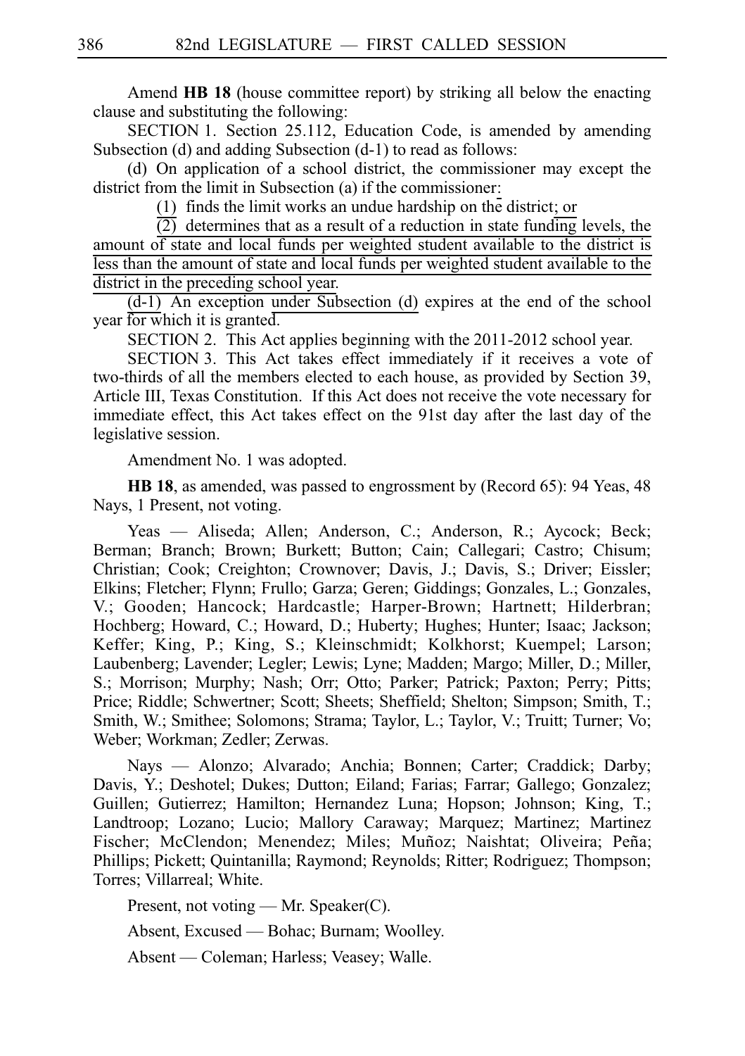Amend **HB 18** (house committee report) by striking all below the enacting clause and substituting the following:

SECTION 1. Section 25.112, Education Code, is amended by amending Subsection (d) and adding Subsection (d-1) to read as follows:

(d) On application of a school district, the commissioner may except the district from the limit in Subsection (a) if the commissioner:

(1) finds the limit works an undue hardship on the district; or

(2) determines that as a result of a reduction in state funding levels, the amount of state and local funds per weighted student available to the district is less than the amount of state and local funds per weighted student available to the district in the preceding school year.

(d-1) An exception under Subsection (d) expires at the end of the school year for which it is granted.

SECTION 2. This Act applies beginning with the 2011-2012 school year.

SECTION 3. This Act takes effect immediately if it receives a vote of two-thirds of all the members elected to each house, as provided by Section 39, Article III, Texas Constitution. If this Act does not receive the vote necessary for immediate effect, this Act takes effect on the 91st day after the last day of the legislative session.

Amendment No. 1 was adopted.

**HB 18**, as amended, was passed to engrossment by (Record 65): 94 Yeas, 48 Nays, 1 Present, not voting.

Yeas — Aliseda; Allen; Anderson, C.; Anderson, R.; Aycock; Beck; Berman; Branch; Brown; Burkett; Button; Cain; Callegari; Castro; Chisum; Christian; Cook; Creighton; Crownover; Davis, J.; Davis, S.; Driver; Eissler; Elkins; Fletcher; Flynn; Frullo; Garza; Geren; Giddings; Gonzales, L.; Gonzales, V.; Gooden; Hancock; Hardcastle; Harper-Brown; Hartnett; Hilderbran; Hochberg; Howard, C.; Howard, D.; Huberty; Hughes; Hunter; Isaac; Jackson; Keffer; King, P.; King, S.; Kleinschmidt; Kolkhorst; Kuempel; Larson; Laubenberg; Lavender; Legler; Lewis; Lyne; Madden; Margo; Miller, D.; Miller, S.; Morrison; Murphy; Nash; Orr; Otto; Parker; Patrick; Paxton; Perry; Pitts; Price; Riddle; Schwertner; Scott; Sheets; Sheffield; Shelton; Simpson; Smith, T.; Smith, W.; Smithee; Solomons; Strama; Taylor, L.; Taylor, V.; Truitt; Turner; Vo; Weber; Workman; Zedler; Zerwas.

Nays — Alonzo; Alvarado; Anchia; Bonnen; Carter; Craddick; Darby; Davis, Y.; Deshotel; Dukes; Dutton; Eiland; Farias; Farrar; Gallego; Gonzalez; Guillen; Gutierrez; Hamilton; Hernandez Luna; Hopson; Johnson; King, T.; Landtroop; Lozano; Lucio; Mallory Caraway; Marquez; Martinez; Martinez Fischer; McClendon; Menendez; Miles; Muñoz; Naishtat; Oliveira; Peña; Phillips; Pickett; Quintanilla; Raymond; Reynolds; Ritter; Rodriguez; Thompson; Torres; Villarreal; White.

Present, not voting — Mr. Speaker(C).

Absent, Excused — Bohac; Burnam; Woolley.

Absent — Coleman; Harless; Veasey; Walle.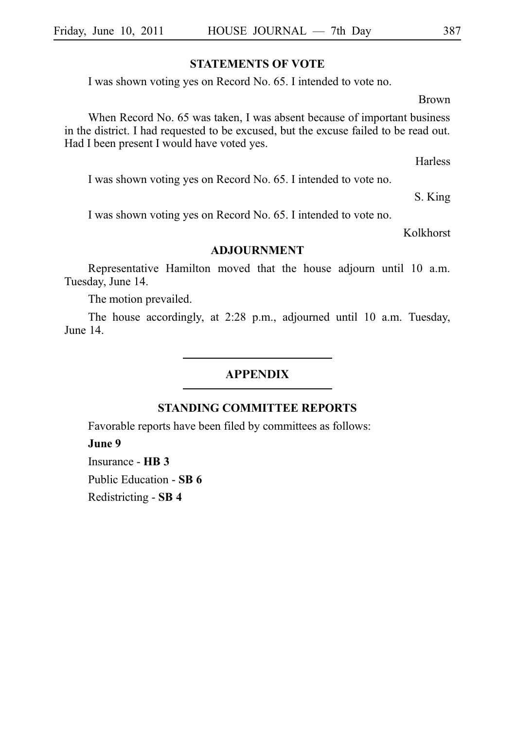## STATEMENTS OF VOTE

I was shown voting yes on Record No. 65. I intended to vote no.

Brown

When Record No. 65 was taken, I was absent because of important business in the district. I had requested to be excused, but the excuse failed to be read out. Had I been present I would have voted yes.

Harless

I was shown voting yes on Record No. 65. I intended to vote no.

S. King

I was shown voting yes on Record No. 65. I intended to vote no.

Kolkhorst

## ADJOURNMENT

Representative Hamilton moved that the house adjourn until 10 a.m. Tuesday, June 14.

The motion prevailed.

The house accordingly, at 2:28 p.m., adjourned until 10 a.m. Tuesday, June 14.

---

## APPENDIX

---

## STANDING COMMITTEE REPORTS

Favorable reports have been filed by committees as follows:

**June 9**

Insurance - **HB 3**

Public Education - **SB 6**

Redistricting - **SB 4**